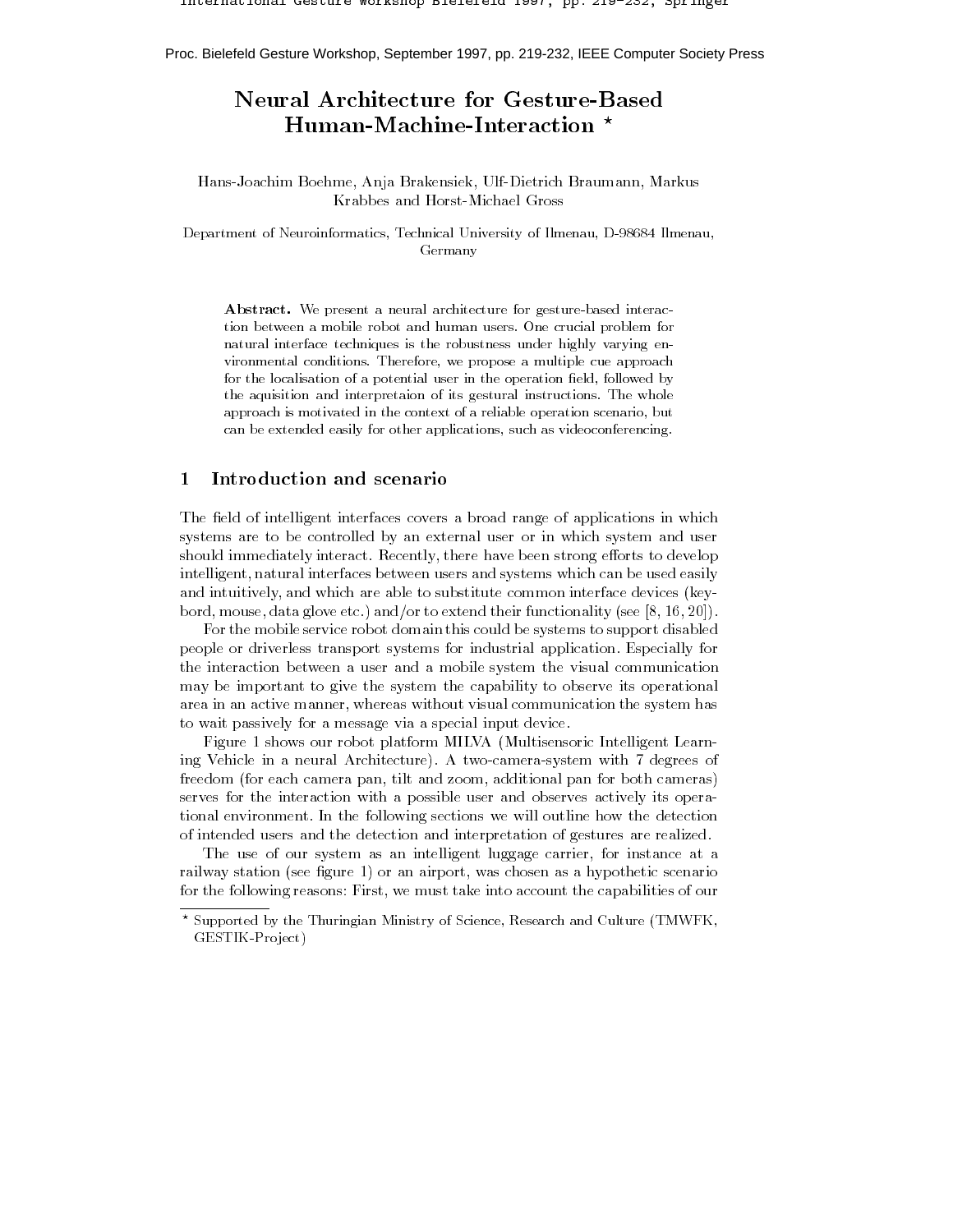Proc. Bielefeld Gesture Workshop, September 1997, pp. 219-232, IEEE Computer Society Press

# Neural Architecture for Gesture-Based Human-Machine-Interaction *

Hans-Joachim Boehme, Anja Brakensiek, Ulf-Dietrich Braumann, Markus Krabbes and Horst-Michael Gross

Department of Neuroinformatics, Technical University of Ilmenau, D-98684 Ilmenau, Germany

**Abstract.** We present a neural architecture for gesture-based interaction between a mobile robot and human users. One crucial problem for natural interface techniques is the robustness under highly varying environmental conditions. Therefore, we propose a multiple cue approach for the localisation of a potential user in the operation field, followed by the aquisition and interpretaion of its gestural instructions. The whole approach is motivated in the context of a reliable operation scenario, but can be extended easily for other applications, such as videoconferencing.

## 1 Introduction and scenario

The field of intelligent interfaces covers a broad range of applications in which systems are to be controlled by an external user or in which system and user should immediately interact. Recently, there have been strong efforts to develop intelligent, natural interfaces between users and systems which can be used easily and intuitively, and which are able to substitute common interface devices (keybord, mouse, data glove etc.) and/or to extend their functionality (see [8, 16, 20]).

For the mobile service robot domain this could be systems to support disabled people or driverless transport systems for industrial application. Especially for the interaction between a user and a mobile system the visual communication may be important to give the system the capability to observe its operational area in an active manner, whereas without visual communication the system has to wait passively for a message via a special input device.

Figure 1 shows our robot platform MILVA (Multisensoric Intelligent Learning Vehicle in a neural Architecture). A two-camera-system with 7 degrees of freedom (for each camera pan, tilt and zoom, additional pan for both cameras) serves for the interaction with a possible user and observes actively its operational environment. In the following sections we will outline how the detection of intended users and the detection and interpretation of gestures are realized.

The use of our system as an intelligent luggage carrier, for instance at a railway station (see figure 1) or an airport, was chosen as a hypothetic scenario for the following reasons: First, we must take into account the capabilities of our

* Supported by the Thuringian Ministry of Science, Research and Culture (TMWFK, GESTIK-Project)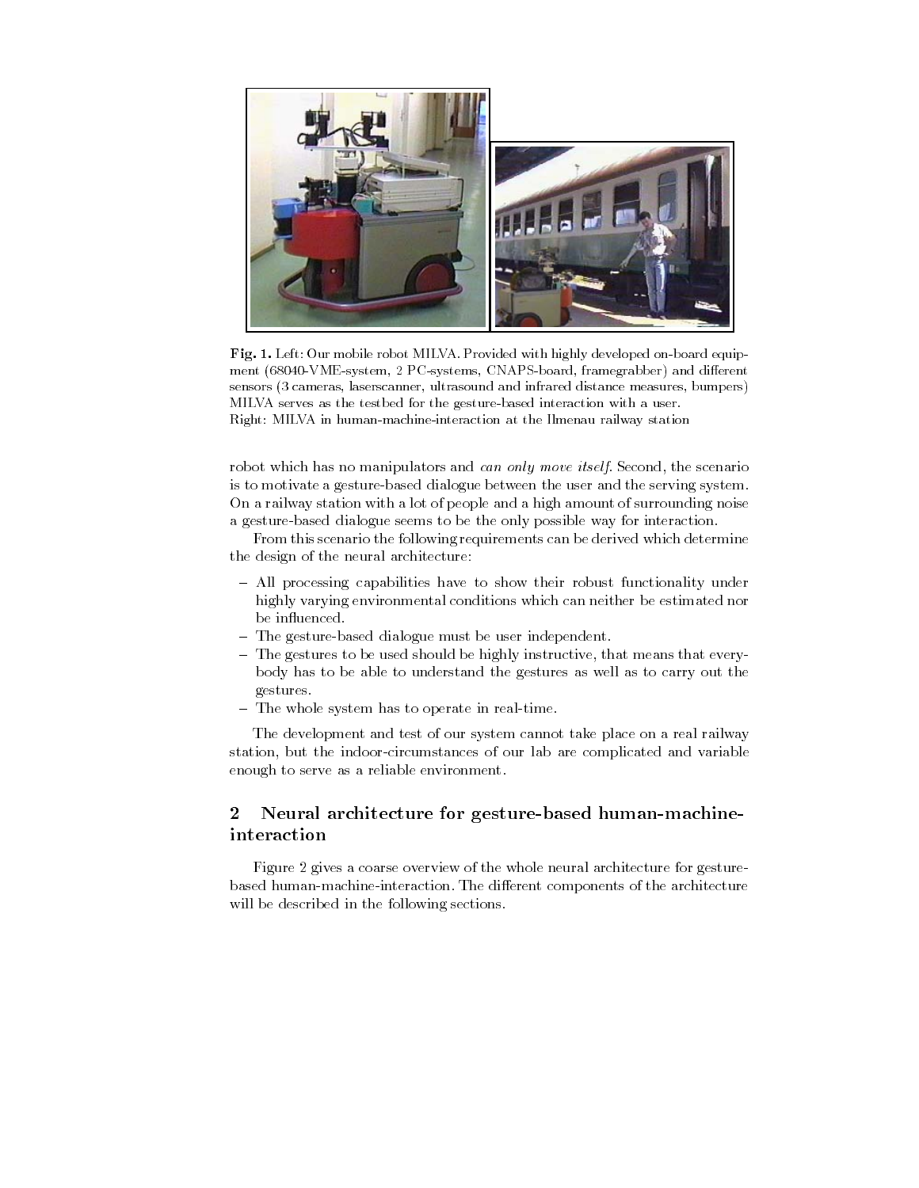**Fig. 1.** Left: Our mobile robot MILVA. Provided with highly developed on-board equipment (68040-VME-system, 2 PC-systems, CNAPS-board, framegrabber) and different sensors (3 cameras, laserscanner, ultrasound and infrared distance measures, bumpers) MILVA serves as the testbed for the gesture-based interaction with a user.
Right: MILVA in human-machine-interaction at the Ilmenau railway station

robot which has no manipulators and *can only move itself*. Second, the scenario is to motivate a gesture-based dialogue between the user and the serving system. On a railway station with a lot of people and a high amount of surrounding noise a gesture-based dialogue seems to be the only possible way for interaction.

From this scenario the following requirements can be derived which determine the design of the neural architecture:

- All processing capabilities have to show their robust functionality under highly varying environmental conditions which can neither be estimated nor be influenced.
- The gesture-based dialogue must be user independent.
- The gestures to be used should be highly instructive, that means that everybody has to be able to understand the gestures as well as to carry out the gestures.
- The whole system has to operate in real-time.

The development and test of our system cannot take place on a real railway station, but the indoor-circumstances of our lab are complicated and variable enough to serve as a reliable environment.

## 2 Neural architecture for gesture-based human-machine-interaction

Figure 2 gives a coarse overview of the whole neural architecture for gesture-based human-machine-interaction. The different components of the architecture will be described in the following sections.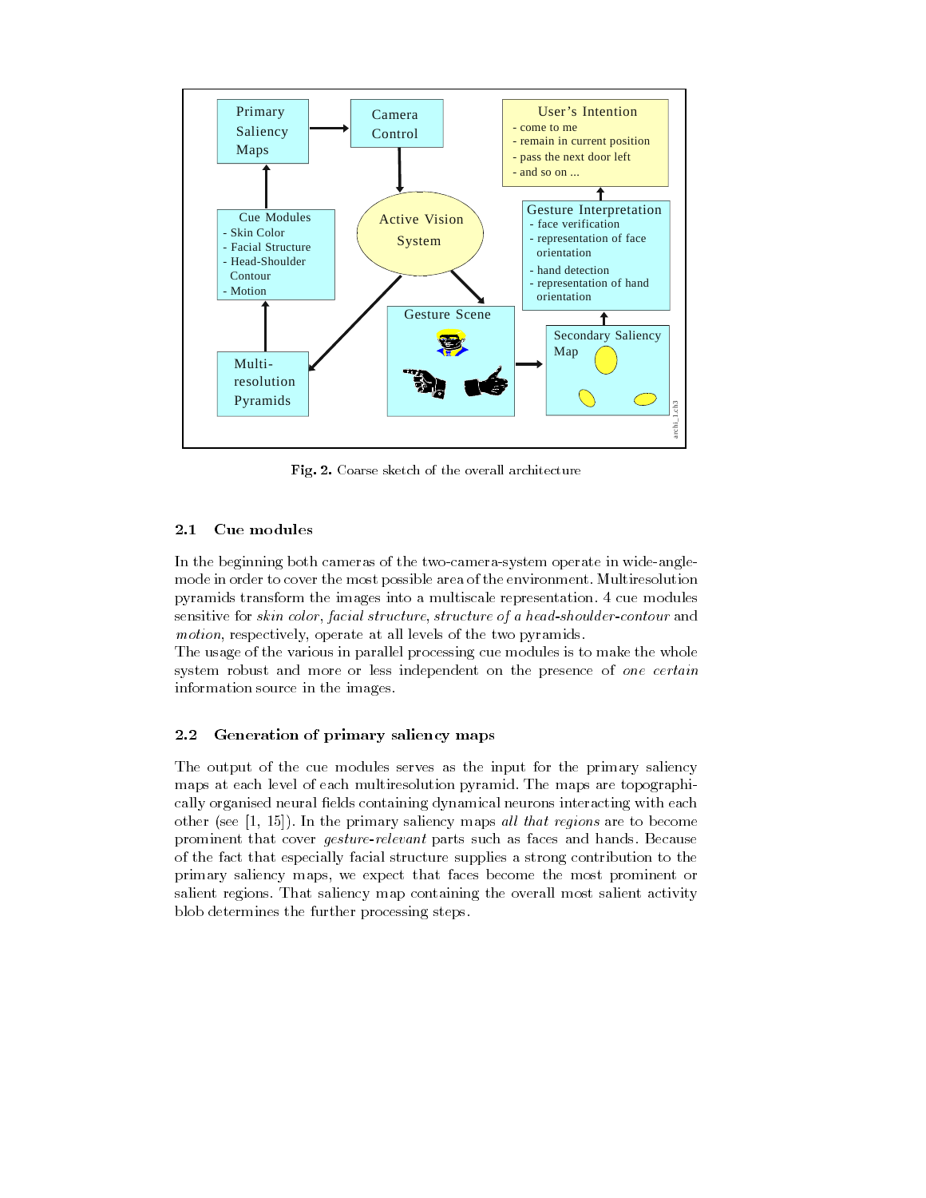Fig. 2. Coarse sketch of the overall architecture

### 2.1 Cue modules

In the beginning both cameras of the two-camera-system operate in wide-angle-mode in order to cover the most possible area of the environment. Multiresolution pyramids transform the images into a multiscale representation. 4 cue modules sensitive for *skin color*, *facial structure*, *structure of a head-shoulder-contour* and *motion*, respectively, operate at all levels of the two pyramids.

The usage of the various in parallel processing cue modules is to make the whole system robust and more or less independent on the presence of *one certain* information source in the images.

### 2.2 Generation of primary saliency maps

The output of the cue modules serves as the input for the primary saliency maps at each level of each multiresolution pyramid. The maps are topographically organised neural fields containing dynamical neurons interacting with each other (see [1, 15]). In the primary saliency maps *all that regions* are to become prominent that cover *gesture-relevant* parts such as faces and hands. Because of the fact that especially facial structure supplies a strong contribution to the primary saliency maps, we expect that faces become the most prominent or salient regions. That saliency map containing the overall most salient activity blob determines the further processing steps.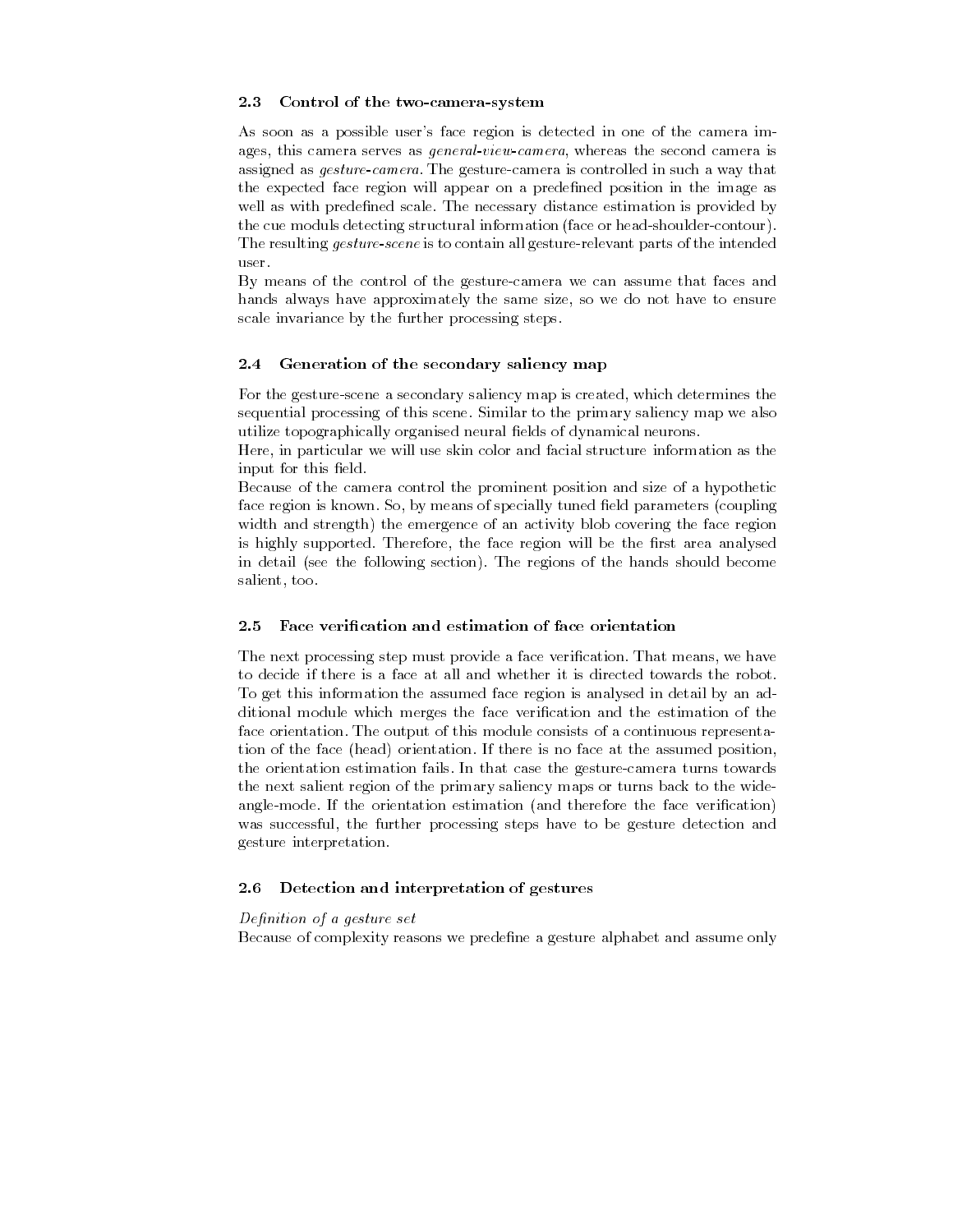### 2.3 Control of the two-camera-system

As soon as a possible user's face region is detected in one of the camera images, this camera serves as *general-view-camera*, whereas the second camera is assigned as *gesture-camera*. The gesture-camera is controlled in such a way that the expected face region will appear on a predefined position in the image as well as with predefined scale. The necessary distance estimation is provided by the cue moduls detecting structural information (face or head-shoulder-contour). The resulting *gesture-scene* is to contain all gesture-relevant parts of the intended user.

By means of the control of the gesture-camera we can assume that faces and hands always have approximately the same size, so we do not have to ensure scale invariance by the further processing steps.

### 2.4 Generation of the secondary saliency map

For the gesture-scene a secondary saliency map is created, which determines the sequential processing of this scene. Similar to the primary saliency map we also utilize topographically organised neural fields of dynamical neurons.

Here, in particular we will use skin color and facial structure information as the input for this field.

Because of the camera control the prominent position and size of a hypothetic face region is known. So, by means of specially tuned field parameters (coupling width and strength) the emergence of an activity blob covering the face region is highly supported. Therefore, the face region will be the first area analysed in detail (see the following section). The regions of the hands should become salient, too.

### 2.5 Face verification and estimation of face orientation

The next processing step must provide a face verification. That means, we have to decide if there is a face at all and whether it is directed towards the robot. To get this information the assumed face region is analysed in detail by an additional module which merges the face verification and the estimation of the face orientation. The output of this module consists of a continuous representation of the face (head) orientation. If there is no face at the assumed position, the orientation estimation fails. In that case the gesture-camera turns towards the next salient region of the primary saliency maps or turns back to the wide-angle-mode. If the orientation estimation (and therefore the face verification) was successful, the further processing steps have to be gesture detection and gesture interpretation.

### 2.6 Detection and interpretation of gestures

*Definition of a gesture set*

Because of complexity reasons we predefine a gesture alphabet and assume only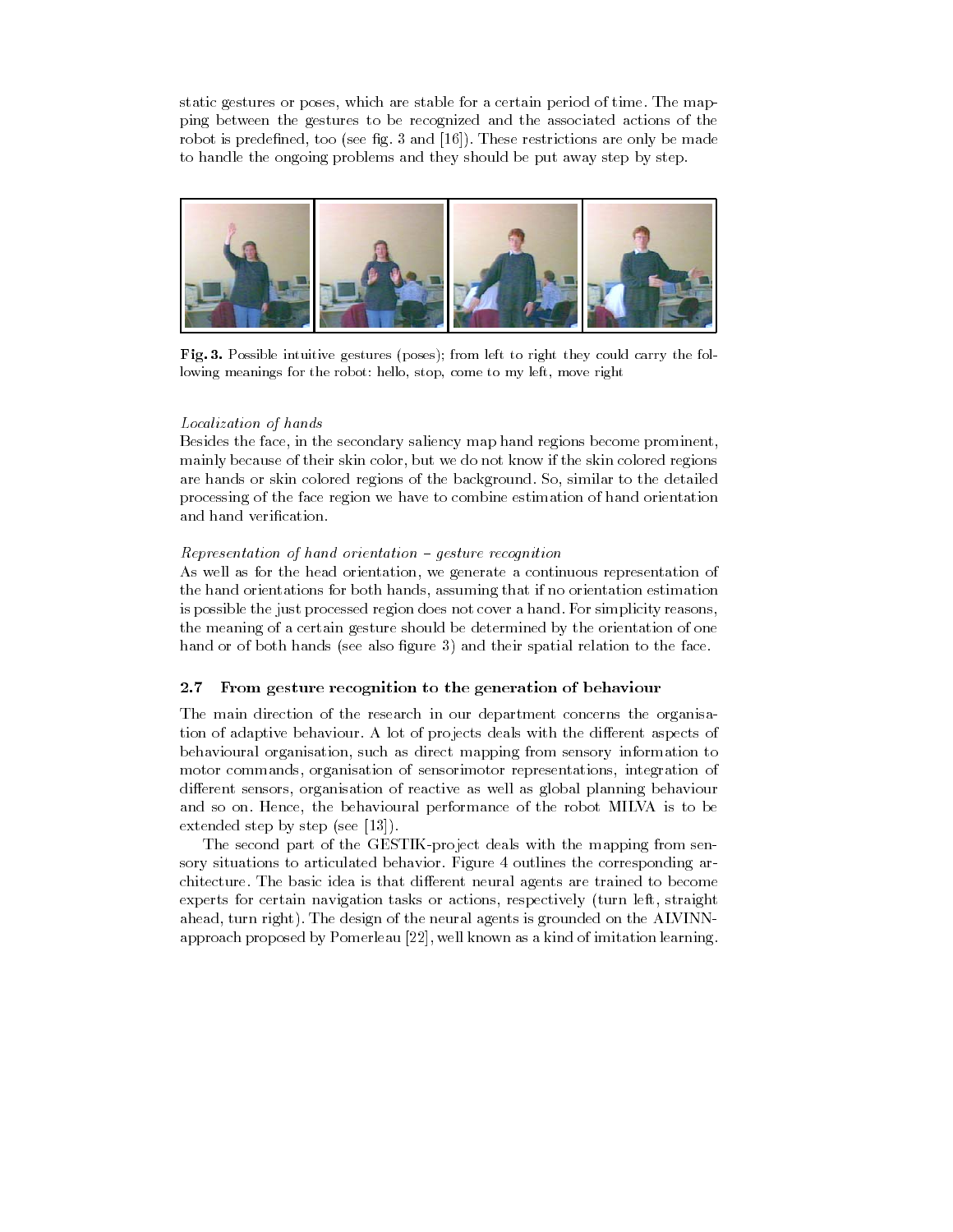static gestures or poses, which are stable for a certain period of time. The mapping between the gestures to be recognized and the associated actions of the robot is predefined, too (see fig. 3 and [16]). These restrictions are only be made to handle the ongoing problems and they should be put away step by step.

**Fig. 3.** Possible intuitive gestures (poses); from left to right they could carry the following meanings for the robot: hello, stop, come to my left, move right

*Localization of hands*
Besides the face, in the secondary saliency map hand regions become prominent, mainly because of their skin color, but we do not know if the skin colored regions are hands or skin colored regions of the background. So, similar to the detailed processing of the face region we have to combine estimation of hand orientation and hand verification.

*Representation of hand orientation – gesture recognition*
As well as for the head orientation, we generate a continuous representation of the hand orientations for both hands, assuming that if no orientation estimation is possible the just processed region does not cover a hand. For simplicity reasons, the meaning of a certain gesture should be determined by the orientation of one hand or of both hands (see also figure 3) and their spatial relation to the face.

### 2.7 From gesture recognition to the generation of behaviour

The main direction of the research in our department concerns the organisation of adaptive behaviour. A lot of projects deals with the different aspects of behavioural organisation, such as direct mapping from sensory information to motor commands, organisation of sensorimotor representations, integration of different sensors, organisation of reactive as well as global planning behaviour and so on. Hence, the behavioural performance of the robot MILVA is to be extended step by step (see [13]).

The second part of the GESTIK-project deals with the mapping from sensory situations to articulated behavior. Figure 4 outlines the corresponding architecture. The basic idea is that different neural agents are trained to become experts for certain navigation tasks or actions, respectively (turn left, straight ahead, turn right). The design of the neural agents is grounded on the ALVINN-approach proposed by Pomerleau [22], well known as a kind of imitation learning.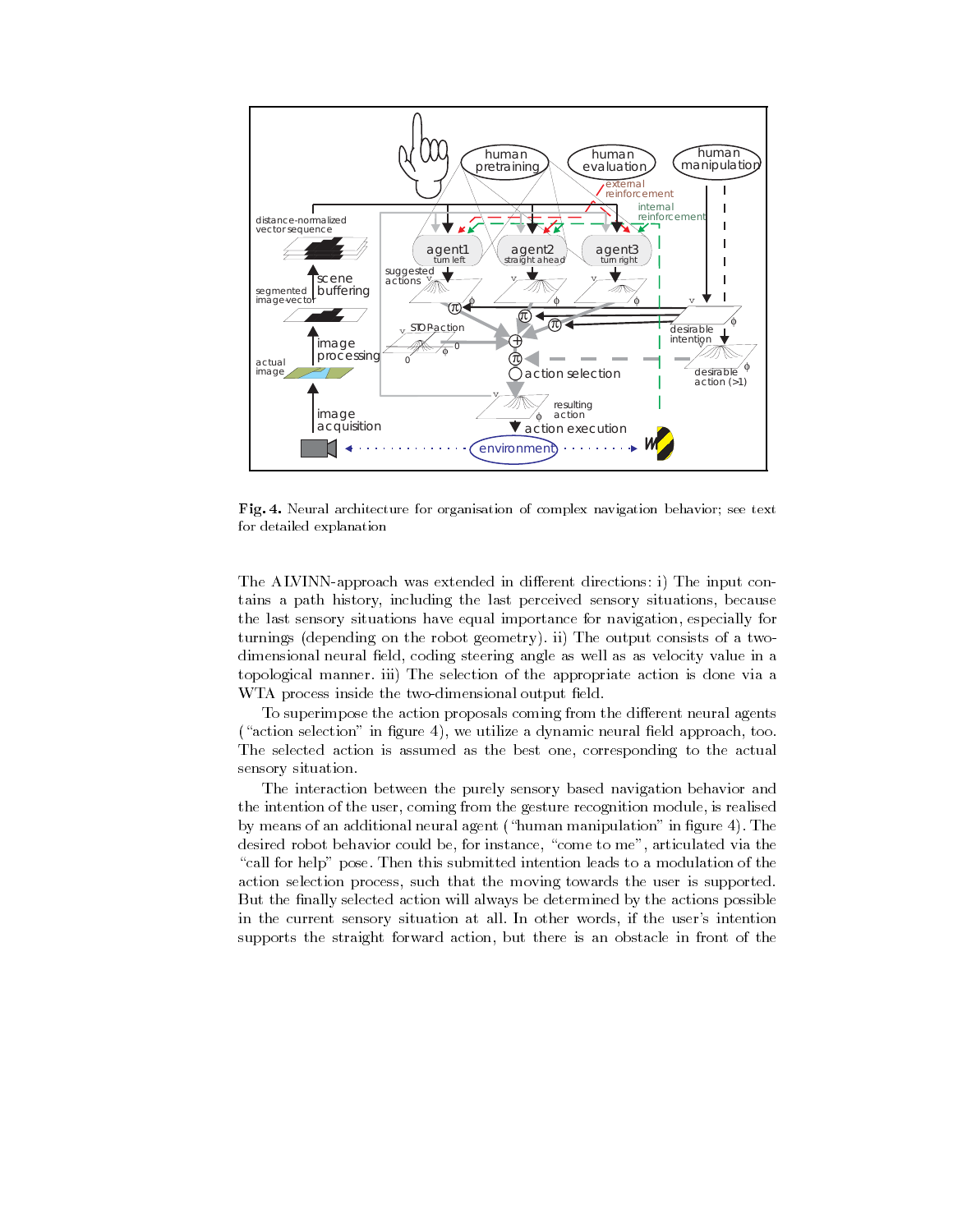**Fig. 4.** Neural architecture for organisation of complex navigation behavior; see text for detailed explanation

The ALVINN-approach was extended in different directions: i) The input contains a path history, including the last perceived sensory situations, because the last sensory situations have equal importance for navigation, especially for turnings (depending on the robot geometry). ii) The output consists of a two-dimensional neural field, coding steering angle as well as as velocity value in a topological manner. iii) The selection of the appropriate action is done via a WTA process inside the two-dimensional output field.

To superimpose the action proposals coming from the different neural agents ("action selection" in figure 4), we utilize a dynamic neural field approach, too. The selected action is assumed as the best one, corresponding to the actual sensory situation.

The interaction between the purely sensory based navigation behavior and the intention of the user, coming from the gesture recognition module, is realised by means of an additional neural agent ("human manipulation" in figure 4). The desired robot behavior could be, for instance, "come to me", articulated via the "call for help" pose. Then this submitted intention leads to a modulation of the action selection process, such that the moving towards the user is supported. But the finally selected action will always be determined by the actions possible in the current sensory situation at all. In other words, if the user's intention supports the straight forward action, but there is an obstacle in front of the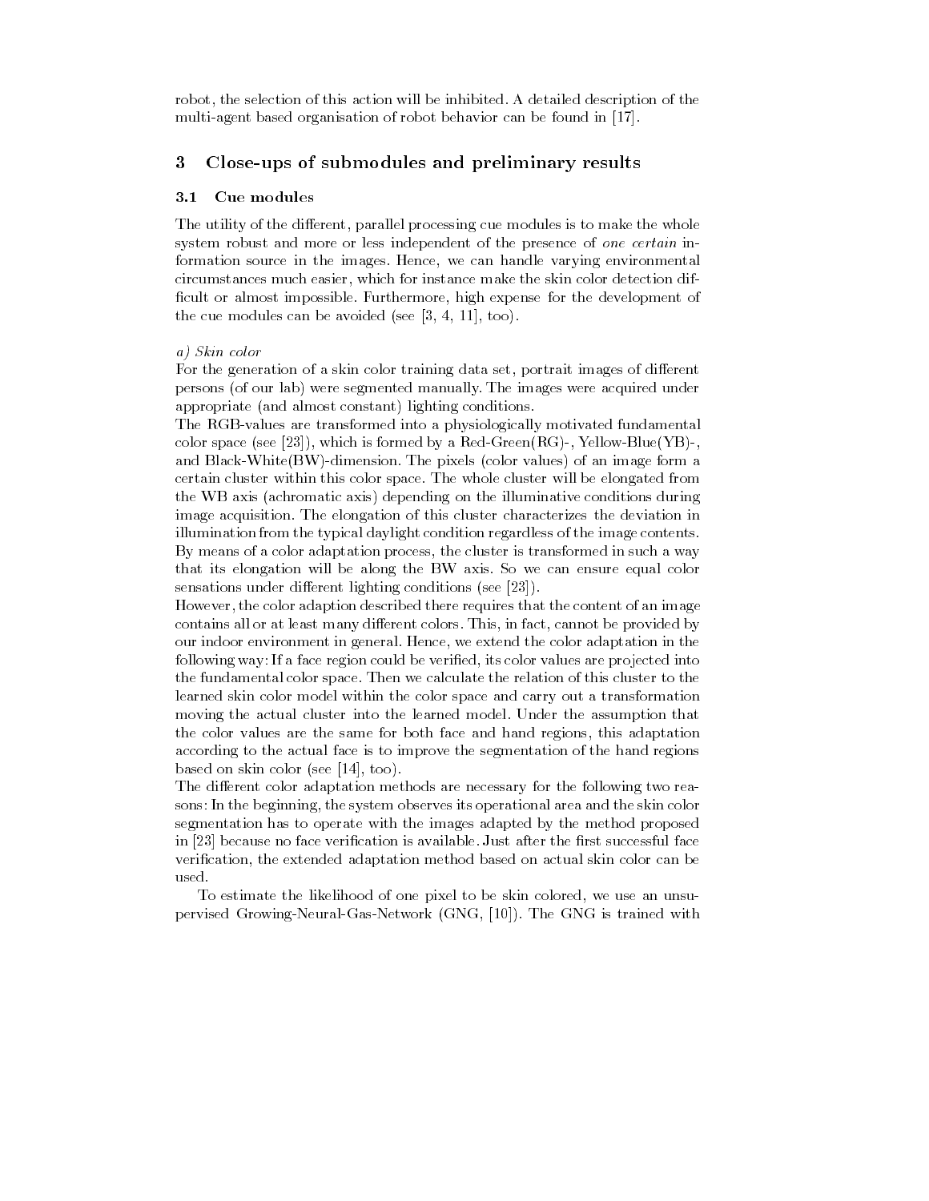robot, the selection of this action will be inhibited. A detailed description of the multi-agent based organisation of robot behavior can be found in [17].

## 3 Close-ups of submodules and preliminary results

### 3.1 Cue modules

The utility of the different, parallel processing cue modules is to make the whole system robust and more or less independent of the presence of *one certain* information source in the images. Hence, we can handle varying environmental circumstances much easier, which for instance make the skin color detection difficult or almost impossible. Furthermore, high expense for the development of the cue modules can be avoided (see [3, 4, 11], too).

*a) Skin color*

For the generation of a skin color training data set, portrait images of different persons (of our lab) were segmented manually. The images were acquired under appropriate (and almost constant) lighting conditions.

The RGB-values are transformed into a physiologically motivated fundamental color space (see [23]), which is formed by a Red-Green(RG)-, Yellow-Blue(YB)-, and Black-White(BW)-dimension. The pixels (color values) of an image form a certain cluster within this color space. The whole cluster will be elongated from the WB axis (achromatic axis) depending on the illuminative conditions during image acquisition. The elongation of this cluster characterizes the deviation in illumination from the typical daylight condition regardless of the image contents. By means of a color adaptation process, the cluster is transformed in such a way that its elongation will be along the BW axis. So we can ensure equal color sensations under different lighting conditions (see [23]).

However, the color adaption described there requires that the content of an image contains all or at least many different colors. This, in fact, cannot be provided by our indoor environment in general. Hence, we extend the color adaptation in the following way: If a face region could be verified, its color values are projected into the fundamental color space. Then we calculate the relation of this cluster to the learned skin color model within the color space and carry out a transformation moving the actual cluster into the learned model. Under the assumption that the color values are the same for both face and hand regions, this adaptation according to the actual face is to improve the segmentation of the hand regions based on skin color (see [14], too).

The different color adaptation methods are necessary for the following two reasons: In the beginning, the system observes its operational area and the skin color segmentation has to operate with the images adapted by the method proposed in [23] because no face verification is available. Just after the first successful face verification, the extended adaptation method based on actual skin color can be used.

To estimate the likelihood of one pixel to be skin colored, we use an unsupervised Growing-Neural-Gas-Network (GNG, [10]). The GNG is trained with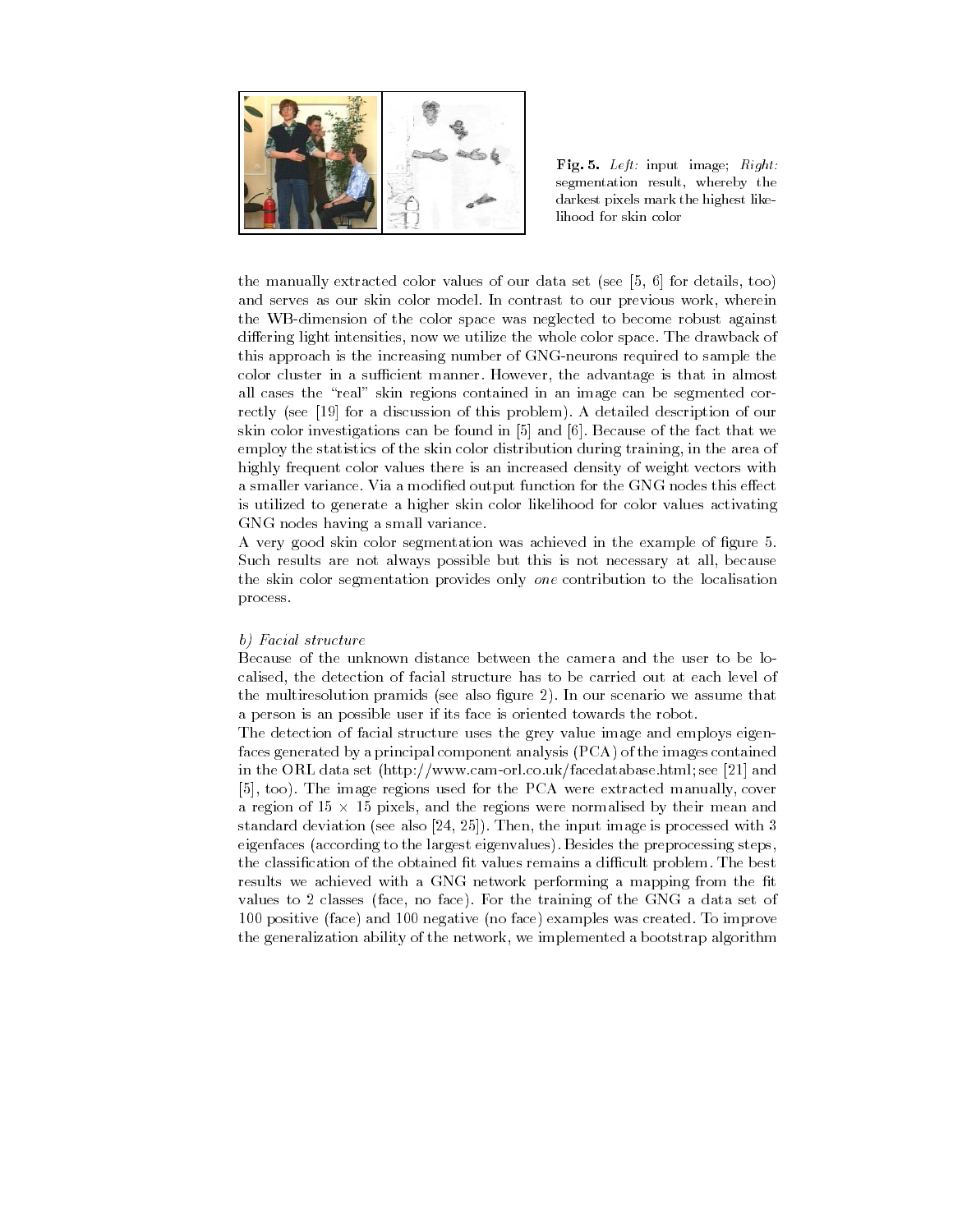**Fig. 5.** *Left:* input image; *Right:* segmentation result, whereby the darkest pixels mark the highest likelihood for skin color

the manually extracted color values of our data set (see [5, 6] for details, too) and serves as our skin color model. In contrast to our previous work, wherein the WB-dimension of the color space was neglected to become robust against differing light intensities, now we utilize the whole color space. The drawback of this approach is the increasing number of GNG-neurons required to sample the color cluster in a sufficient manner. However, the advantage is that in almost all cases the "real" skin regions contained in an image can be segmented correctly (see [19] for a discussion of this problem). A detailed description of our skin color investigations can be found in [5] and [6]. Because of the fact that we employ the statistics of the skin color distribution during training, in the area of highly frequent color values there is an increased density of weight vectors with a smaller variance. Via a modified output function for the GNG nodes this effect is utilized to generate a higher skin color likelihood for color values activating GNG nodes having a small variance.

A very good skin color segmentation was achieved in the example of figure 5. Such results are not always possible but this is not necessary at all, because the skin color segmentation provides only *one* contribution to the localisation process.

*b) Facial structure*

Because of the unknown distance between the camera and the user to be localised, the detection of facial structure has to be carried out at each level of the multiresolution pramids (see also figure 2). In our scenario we assume that a person is an possible user if its face is oriented towards the robot.

The detection of facial structure uses the grey value image and employs eigenfaces generated by a principal component analysis (PCA) of the images contained in the ORL data set (http://www.cam-orl.co.uk/facedatabase.html; see [21] and [5], too). The image regions used for the PCA were extracted manually, cover a region of $15 \times 15$ pixels, and the regions were normalised by their mean and standard deviation (see also [24, 25]). Then, the input image is processed with 3 eigenfaces (according to the largest eigenvalues). Besides the preprocessing steps, the classification of the obtained fit values remains a difficult problem. The best results we achieved with a GNG network performing a mapping from the fit values to 2 classes (face, no face). For the training of the GNG a data set of 100 positive (face) and 100 negative (no face) examples was created. To improve the generalization ability of the network, we implemented a bootstrap algorithm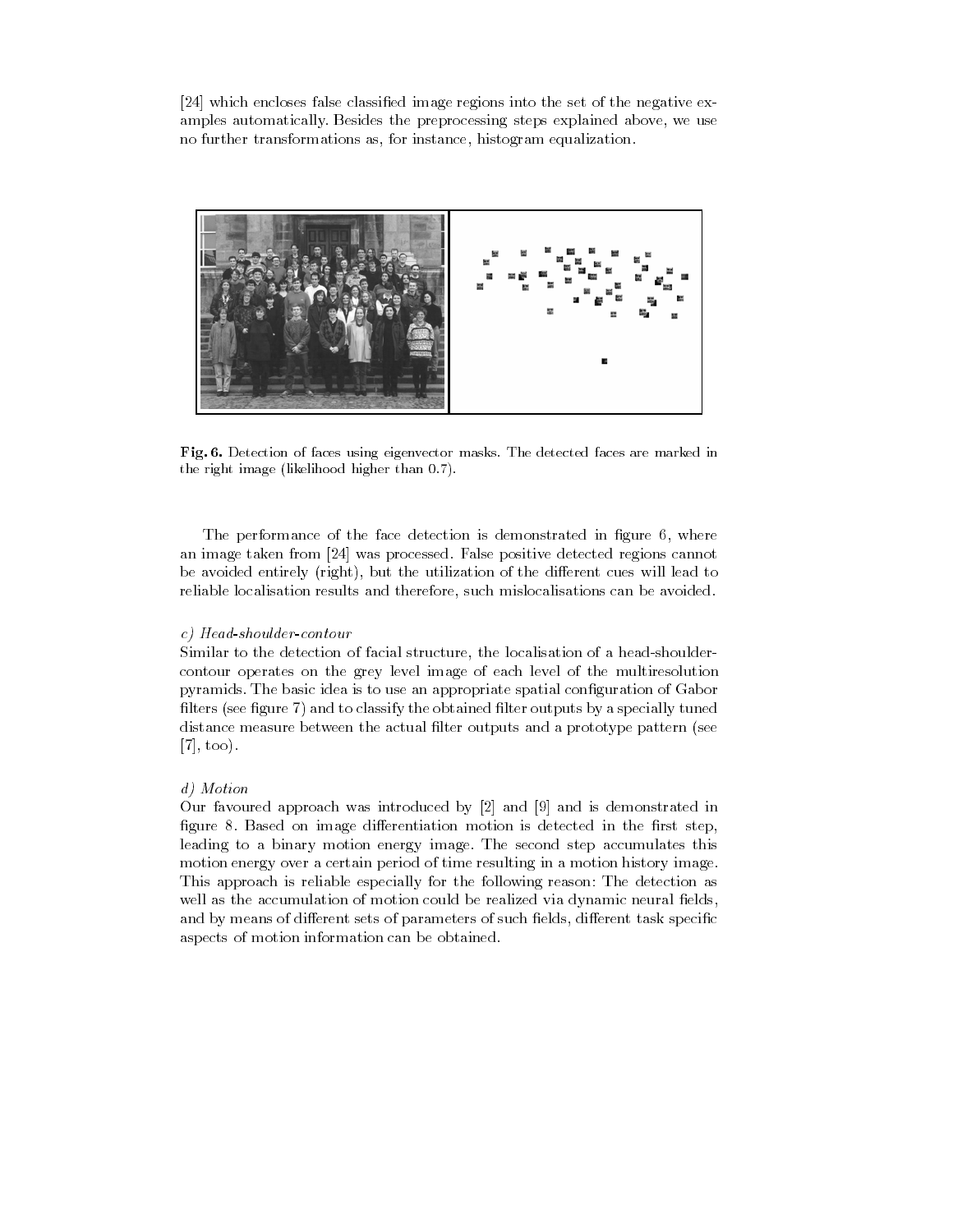[24] which encloses false classified image regions into the set of the negative examples automatically. Besides the preprocessing steps explained above, we use no further transformations as, for instance, histogram equalization.

**Fig. 6.** Detection of faces using eigenvector masks. The detected faces are marked in the right image (likelihood higher than 0.7).

The performance of the face detection is demonstrated in figure 6, where an image taken from [24] was processed. False positive detected regions cannot be avoided entirely (right), but the utilization of the different cues will lead to reliable localisation results and therefore, such mislocalisations can be avoided.

*c) Head-shoulder-contour*
Similar to the detection of facial structure, the localisation of a head-shoulder-contour operates on the grey level image of each level of the multiresolution pyramids. The basic idea is to use an appropriate spatial configuration of Gabor filters (see figure 7) and to classify the obtained filter outputs by a specially tuned distance measure between the actual filter outputs and a prototype pattern (see [7], too).

*d) Motion*
Our favoured approach was introduced by [2] and [9] and is demonstrated in figure 8. Based on image differentiation motion is detected in the first step, leading to a binary motion energy image. The second step accumulates this motion energy over a certain period of time resulting in a motion history image. This approach is reliable especially for the following reason: The detection as well as the accumulation of motion could be realized via dynamic neural fields, and by means of different sets of parameters of such fields, different task specific aspects of motion information can be obtained.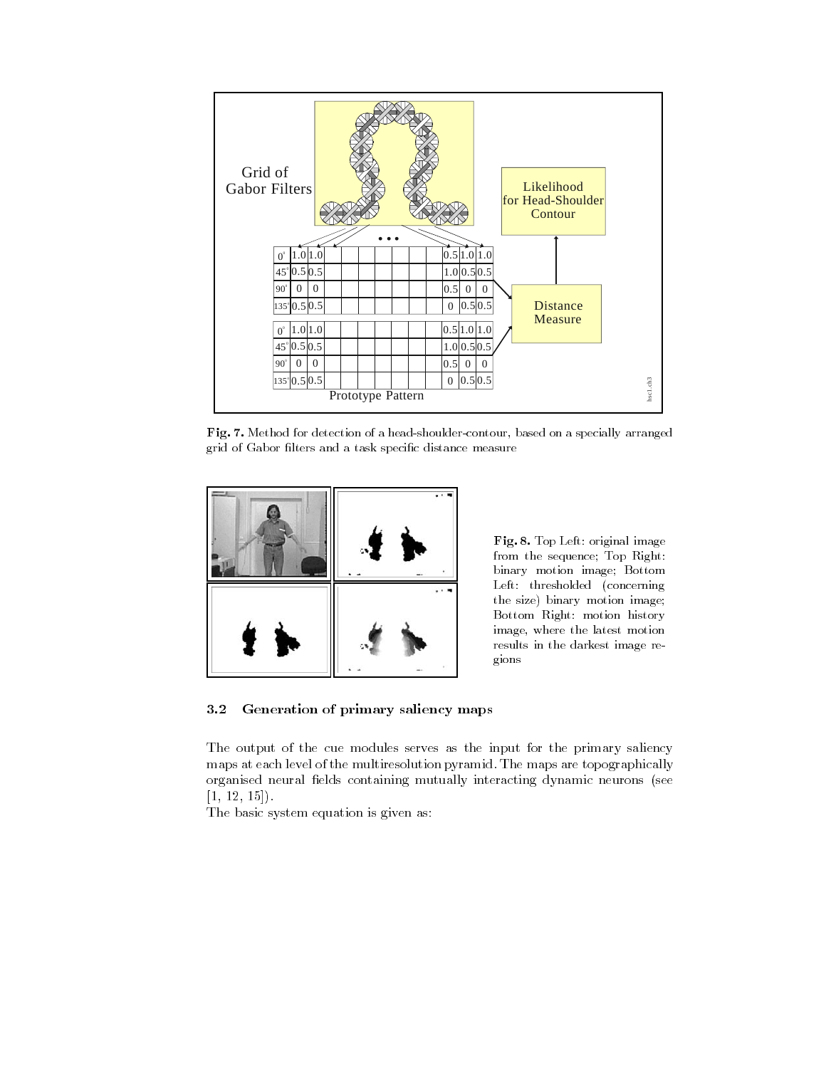**Fig. 7.** Method for detection of a head-shoulder-contour, based on a specially arranged grid of Gabor filters and a task specific distance measure

**Fig. 8.** Top Left: original image from the sequence; Top Right: binary motion image; Bottom Left: thresholded (concerning the size) binary motion image; Bottom Right: motion history image, where the latest motion results in the darkest image regions

### 3.2 Generation of primary saliency maps

The output of the cue modules serves as the input for the primary saliency maps at each level of the multiresolution pyramid. The maps are topographically organised neural fields containing mutually interacting dynamic neurons (see [1, 12, 15]).
The basic system equation is given as: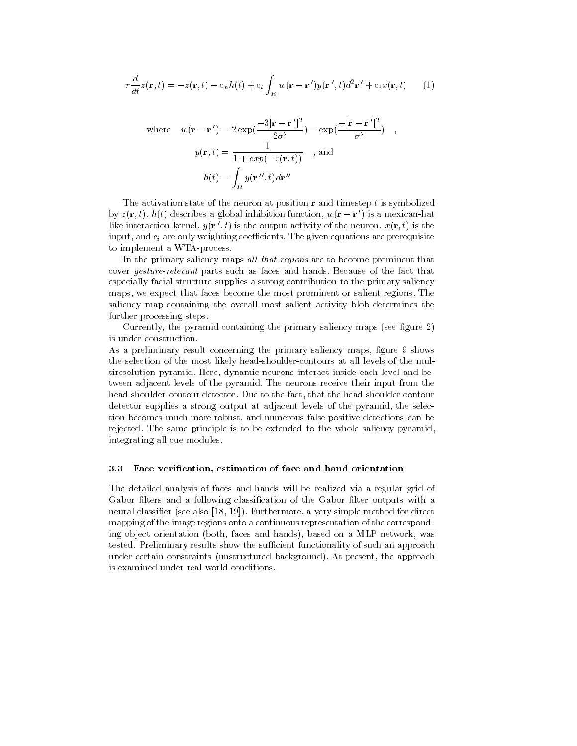$$\tau \frac{d}{dt} z(\mathbf{r}, t) = -z(\mathbf{r}, t) - c_h h(t) + c_l \int_R w(\mathbf{r} - \mathbf{r}') y(\mathbf{r}', t) d^2\mathbf{r}' + c_i x(\mathbf{r}, t) \qquad (1)$$

$$\text{where} \quad w(\mathbf{r} - \mathbf{r}') = 2 \exp(\frac{-3|\mathbf{r} - \mathbf{r}'|^2}{2\sigma^2}) - \exp(\frac{-|\mathbf{r} - \mathbf{r}'|^2}{\sigma^2}) \quad ,$$

$$y(\mathbf{r}, t) = \frac{1}{1 + exp(-z(\mathbf{r}, t))} \quad \text{, and}$$

$$h(t) = \int_R y(\mathbf{r}'', t) d\mathbf{r}''$$

The activation state of the neuron at position $\mathbf{r}$ and timestep $t$ is symbolized by $z(\mathbf{r}, t)$. $h(t)$ describes a global inhibition function, $w(\mathbf{r} - \mathbf{r}')$ is a mexican-hat like interaction kernel, $y(\mathbf{r}', t)$ is the output activity of the neuron, $x(\mathbf{r}, t)$ is the input, and $c_i$ are only weighting coefficients. The given equations are prerequisite to implement a WTA-process.

In the primary saliency maps *all that regions* are to become prominent that cover *gesture-relevant* parts such as faces and hands. Because of the fact that especially facial structure supplies a strong contribution to the primary saliency maps, we expect that faces become the most prominent or salient regions. The saliency map containing the overall most salient activity blob determines the further processing steps.

Currently, the pyramid containing the primary saliency maps (see figure 2) is under construction.

As a preliminary result concerning the primary saliency maps, figure 9 shows the selection of the most likely head-shoulder-contours at all levels of the multiresolution pyramid. Here, dynamic neurons interact inside each level and between adjacent levels of the pyramid. The neurons receive their input from the head-shoulder-contour detector. Due to the fact, that the head-shoulder-contour detector supplies a strong output at adjacent levels of the pyramid, the selection becomes much more robust, and numerous false positive detections can be rejected. The same principle is to be extended to the whole saliency pyramid, integrating all cue modules.

### 3.3 Face verification, estimation of face and hand orientation

The detailed analysis of faces and hands will be realized via a regular grid of Gabor filters and a following classification of the Gabor filter outputs with a neural classifier (see also [18, 19]). Furthermore, a very simple method for direct mapping of the image regions onto a continuous representation of the corresponding object orientation (both, faces and hands), based on a MLP network, was tested. Preliminary results show the sufficient functionality of such an approach under certain constraints (unstructured background). At present, the approach is examined under real world conditions.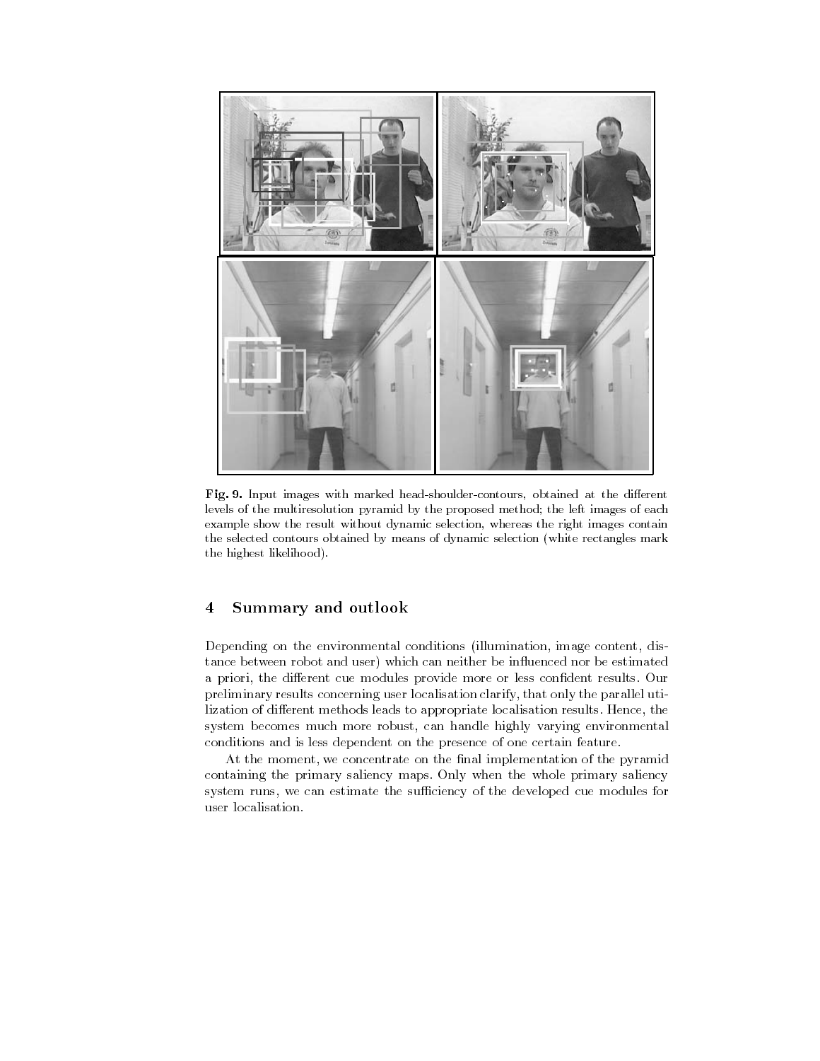**Fig. 9.** Input images with marked head-shoulder-contours, obtained at the different levels of the multiresolution pyramid by the proposed method; the left images of each example show the result without dynamic selection, whereas the right images contain the selected contours obtained by means of dynamic selection (white rectangles mark the highest likelihood).

## 4 Summary and outlook

Depending on the environmental conditions (illumination, image content, distance between robot and user) which can neither be influenced nor be estimated a priori, the different cue modules provide more or less confident results. Our preliminary results concerning user localisation clarify, that only the parallel utilization of different methods leads to appropriate localisation results. Hence, the system becomes much more robust, can handle highly varying environmental conditions and is less dependent on the presence of one certain feature.

At the moment, we concentrate on the final implementation of the pyramid containing the primary saliency maps. Only when the whole primary saliency system runs, we can estimate the sufficiency of the developed cue modules for user localisation.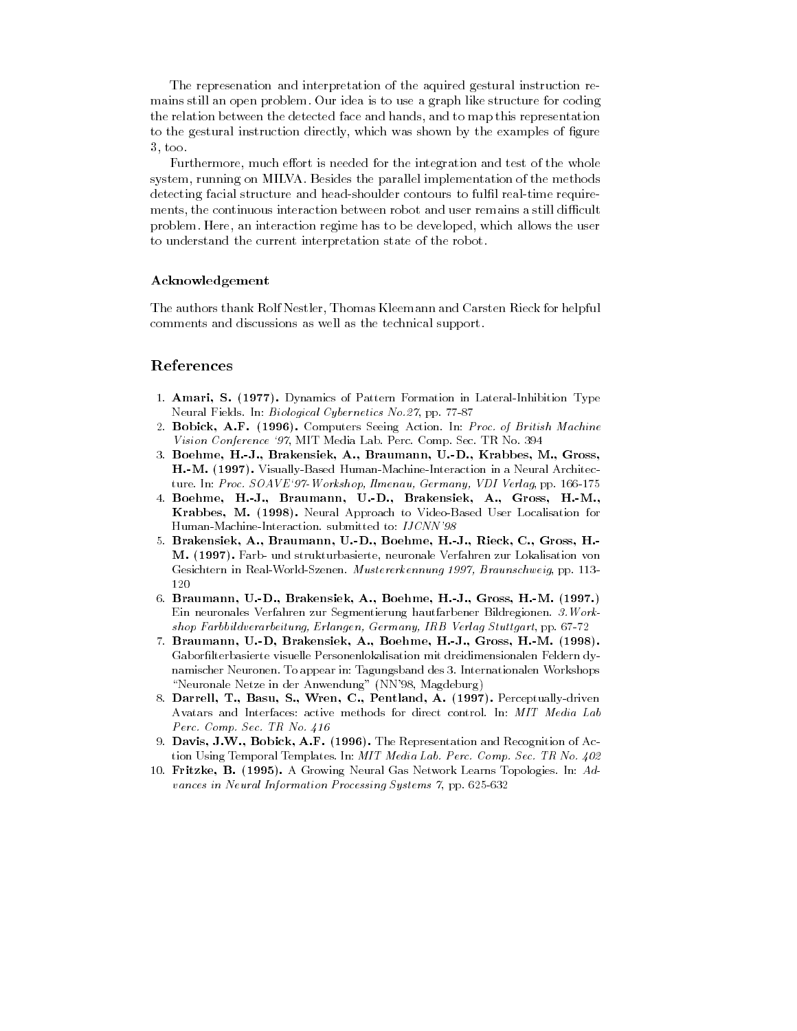The represenation and interpretation of the aquired gestural instruction remains still an open problem. Our idea is to use a graph like structure for coding the relation between the detected face and hands, and to map this representation to the gestural instruction directly, which was shown by the examples of figure 3, too.

Furthermore, much effort is needed for the integration and test of the whole system, running on MILVA. Besides the parallel implementation of the methods detecting facial structure and head-shoulder contours to fulfil real-time requirements, the continuous interaction between robot and user remains a still difficult problem. Here, an interaction regime has to be developed, which allows the user to understand the current interpretation state of the robot.

### Acknowledgement

The authors thank Rolf Nestler, Thomas Kleemann and Carsten Rieck for helpful comments and discussions as well as the technical support.

## References

1. **Amari, S. (1977).** Dynamics of Pattern Formation in Lateral-Inhibition Type Neural Fields. In: *Biological Cybernetics No.27*, pp. 77-87
2. **Bobick, A.F. (1996).** Computers Seeing Action. In: *Proc. of British Machine Vision Conference '97*, MIT Media Lab. Perc. Comp. Sec. TR No. 394
3. **Boehme, H.-J., Brakensiek, A., Braumann, U.-D., Krabbes, M., Gross, H.-M. (1997).** Visually-Based Human-Machine-Interaction in a Neural Architecture. In: *Proc. SOAVE'97-Workshop, Ilmenau, Germany, VDI Verlag*, pp. 166-175
4. **Boehme, H.-J., Braumann, U.-D., Brakensiek, A., Gross, H.-M., Krabbes, M. (1998).** Neural Approach to Video-Based User Localisation for Human-Machine-Interaction. submitted to: *IJCNN'98*
5. **Brakensiek, A., Braumann, U.-D., Boehme, H.-J., Rieck, C., Gross, H.-M. (1997).** Farb- und strukturbasierte, neuronale Verfahren zur Lokalisation von Gesichtern in Real-World-Szenen. *Mustererkennung 1997, Braunschweig*, pp. 113-120
6. **Braumann, U.-D., Brakensiek, A., Boehme, H.-J., Gross, H.-M. (1997.)** Ein neuronales Verfahren zur Segmentierung hautfarbener Bildregionen. *3.Workshop Farbbildverarbeitung, Erlangen, Germany, IRB Verlag Stuttgart*, pp. 67-72
7. **Braumann, U.-D, Brakensiek, A., Boehme, H.-J., Gross, H.-M. (1998).** Gaborfilterbasierte visuelle Personenlokalisation mit dreidimensionalen Feldern dynamischer Neuronen. To appear in: Tagungsband des 3. Internationalen Workshops "Neuronale Netze in der Anwendung" (NN'98, Magdeburg)
8. **Darrell, T., Basu, S., Wren, C., Pentland, A. (1997).** Perceptually-driven Avatars and Interfaces: active methods for direct control. In: *MIT Media Lab Perc. Comp. Sec. TR No. 416*
9. **Davis, J.W., Bobick, A.F. (1996).** The Representation and Recognition of Action Using Temporal Templates. In: *MIT Media Lab. Perc. Comp. Sec. TR No. 402*
10. **Fritzke, B. (1995).** A Growing Neural Gas Network Learns Topologies. In: *Advances in Neural Information Processing Systems 7*, pp. 625-632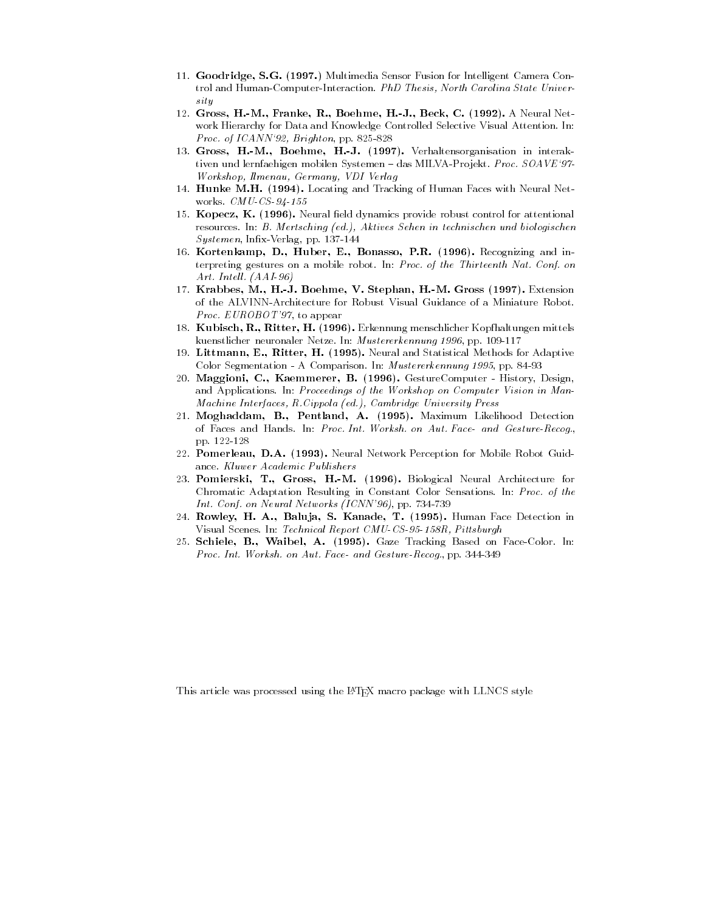11. **Goodridge, S.G. (1997.)** Multimedia Sensor Fusion for Intelligent Camera Control and Human-Computer-Interaction. *PhD Thesis, North Carolina State University*
12. **Gross, H.-M., Franke, R., Boehme, H.-J., Beck, C. (1992).** A Neural Network Hierarchy for Data and Knowledge Controlled Selective Visual Attention. In: *Proc. of ICANN'92, Brighton*, pp. 825-828
13. **Gross, H.-M., Boehme, H.-J. (1997).** Verhaltensorganisation in interaktiven und lernfaehigen mobilen Systemen – das MILVA-Projekt. *Proc. SOAVE'97-Workshop, Ilmenau, Germany, VDI Verlag*
14. **Hunke M.H. (1994).** Locating and Tracking of Human Faces with Neural Networks. *CMU-CS-94-155*
15. **Kopecz, K. (1996).** Neural field dynamics provide robust control for attentional resources. In: *B. Mertsching (ed.), Aktives Sehen in technischen und biologischen Systemen*, Infix-Verlag, pp. 137-144
16. **Kortenkamp, D., Huber, E., Bonasso, P.R. (1996).** Recognizing and interpreting gestures on a mobile robot. In: *Proc. of the Thirteenth Nat. Conf. on Art. Intell. (AAI-96)*
17. **Krabbes, M., H.-J. Boehme, V. Stephan, H.-M. Gross (1997).** Extension of the ALVINN-Architecture for Robust Visual Guidance of a Miniature Robot. *Proc. EUROBOT'97*, to appear
18. **Kubisch, R., Ritter, H. (1996).** Erkennung menschlicher Kopfhaltungen mittels kuenstlicher neuronaler Netze. In: *Mustererkennung 1996*, pp. 109-117
19. **Littmann, E., Ritter, H. (1995).** Neural and Statistical Methods for Adaptive Color Segmentation - A Comparison. In: *Mustererkennung 1995*, pp. 84-93
20. **Maggioni, C., Kaemmerer, B. (1996).** GestureComputer - History, Design, and Applications. In: *Proceedings of the Workshop on Computer Vision in Man-Machine Interfaces, R.Cippola (ed.), Cambridge University Press*
21. **Moghaddam, B., Pentland, A. (1995).** Maximum Likelihood Detection of Faces and Hands. In: *Proc. Int. Worksh. on Aut. Face- and Gesture-Recog.*, pp. 122-128
22. **Pomerleau, D.A. (1993).** Neural Network Perception for Mobile Robot Guidance. *Kluwer Academic Publishers*
23. **Pomierski, T., Gross, H.-M. (1996).** Biological Neural Architecture for Chromatic Adaptation Resulting in Constant Color Sensations. In: *Proc. of the Int. Conf. on Neural Networks (ICNN'96)*, pp. 734-739
24. **Rowley, H. A., Baluja, S. Kanade, T. (1995).** Human Face Detection in Visual Scenes. In: *Technical Report CMU-CS-95-158R, Pittsburgh*
25. **Schiele, B., Waibel, A. (1995).** Gaze Tracking Based on Face-Color. In: *Proc. Int. Worksh. on Aut. Face- and Gesture-Recog.*, pp. 344-349

This article was processed using the LaTeX macro package with LLNCS style